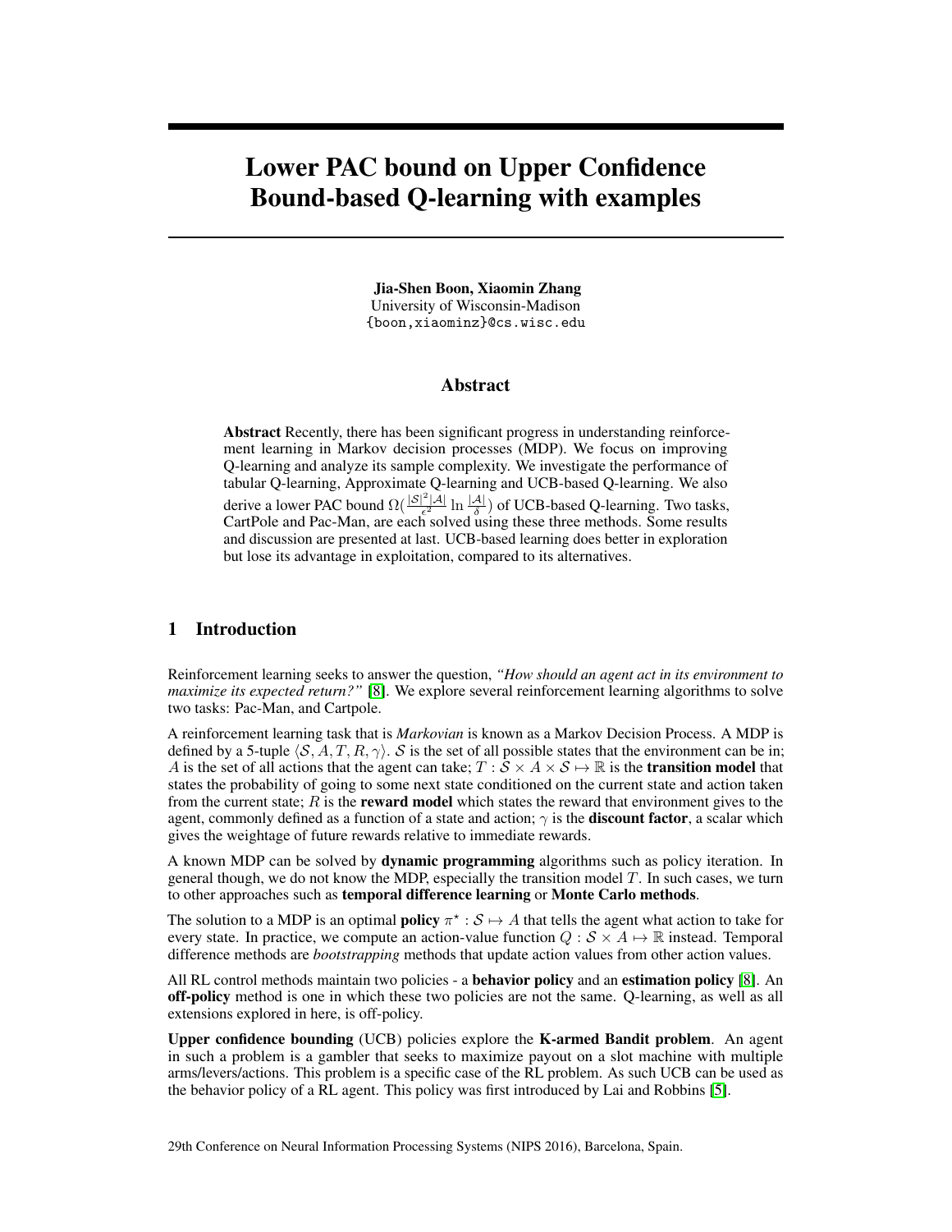# Lower PAC bound on Upper Confidence Bound-based Q-learning with examples

**Jia-Shen Boon, Xiaomin Zhang**
University of Wisconsin-Madison
{boon,xiaominz}@cs.wisc.edu

## Abstract

**Abstract** Recently, there has been significant progress in understanding reinforcement learning in Markov decision processes (MDP). We focus on improving Q-learning and analyze its sample complexity. We investigate the performance of tabular Q-learning, Approximate Q-learning and UCB-based Q-learning. We also derive a lower PAC bound $\Omega(\frac{|\mathcal{S}|^2|\mathcal{A}|}{\epsilon^2}\ln\frac{|\mathcal{A}|}{\delta})$ of UCB-based Q-learning. Two tasks, CartPole and Pac-Man, are each solved using these three methods. Some results and discussion are presented at last. UCB-based learning does better in exploration but lose its advantage in exploitation, compared to its alternatives.

## 1 Introduction

Reinforcement learning seeks to answer the question, *"How should an agent act in its environment to maximize its expected return?"* [8]. We explore several reinforcement learning algorithms to solve two tasks: Pac-Man, and Cartpole.

A reinforcement learning task that is *Markovian* is known as a Markov Decision Process. A MDP is defined by a 5-tuple $\langle \mathcal{S}, A, T, R, \gamma \rangle$. $\mathcal{S}$ is the set of all possible states that the environment can be in; $A$ is the set of all actions that the agent can take; $T : \mathcal{S} \times A \times \mathcal{S} \mapsto \mathbb{R}$ is the **transition model** that states the probability of going to some next state conditioned on the current state and action taken from the current state; $R$ is the **reward model** which states the reward that environment gives to the agent, commonly defined as a function of a state and action; $\gamma$ is the **discount factor**, a scalar which gives the weightage of future rewards relative to immediate rewards.

A known MDP can be solved by **dynamic programming** algorithms such as policy iteration. In general though, we do not know the MDP, especially the transition model $T$. In such cases, we turn to other approaches such as **temporal difference learning** or **Monte Carlo methods**.

The solution to a MDP is an optimal **policy** $\pi^\star : \mathcal{S} \mapsto A$ that tells the agent what action to take for every state. In practice, we compute an action-value function $Q : \mathcal{S} \times A \mapsto \mathbb{R}$ instead. Temporal difference methods are *bootstrapping* methods that update action values from other action values.

All RL control methods maintain two policies - a **behavior policy** and an **estimation policy** [8]. An **off-policy** method is one in which these two policies are not the same. Q-learning, as well as all extensions explored in here, is off-policy.

**Upper confidence bounding** (UCB) policies explore the **K-armed Bandit problem**. An agent in such a problem is a gambler that seeks to maximize payout on a slot machine with multiple arms/levers/actions. This problem is a specific case of the RL problem. As such UCB can be used as the behavior policy of a RL agent. This policy was first introduced by Lai and Robbins [5].

29th Conference on Neural Information Processing Systems (NIPS 2016), Barcelona, Spain.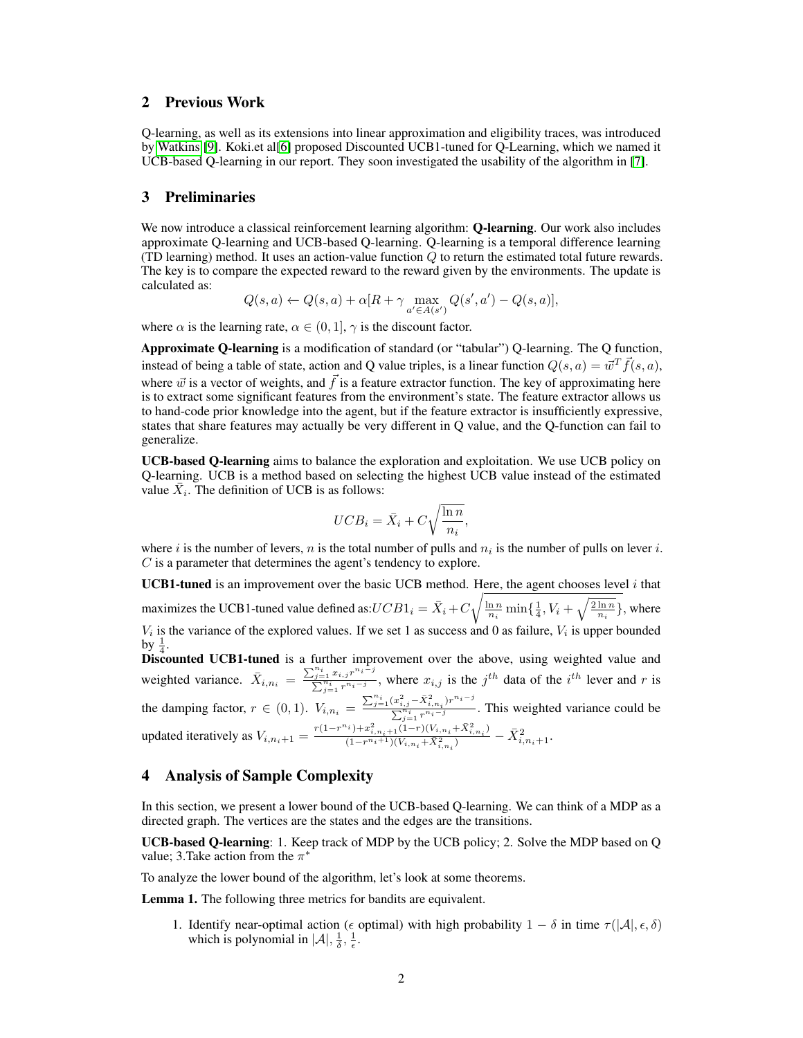## 2 Previous Work

Q-learning, as well as its extensions into linear approximation and eligibility traces, was introduced by Watkins [9]. Koki.et al[6] proposed Discounted UCB1-tuned for Q-Learning, which we named it UCB-based Q-learning in our report. They soon investigated the usability of the algorithm in [7].

## 3 Preliminaries

We now introduce a classical reinforcement learning algorithm: **Q-learning**. Our work also includes approximate Q-learning and UCB-based Q-learning. Q-learning is a temporal difference learning (TD learning) method. It uses an action-value function $Q$ to return the estimated total future rewards. The key is to compare the expected reward to the reward given by the environments. The update is calculated as:

$$Q(s,a) \leftarrow Q(s,a) + \alpha[R + \gamma \max_{a' \in A(s')} Q(s',a') - Q(s,a)],$$

where $\alpha$ is the learning rate, $\alpha \in (0,1]$, $\gamma$ is the discount factor.

**Approximate Q-learning** is a modification of standard (or "tabular") Q-learning. The Q function, instead of being a table of state, action and Q value triples, is a linear function $Q(s,a) = \vec{w}^T \vec{f}(s,a)$, where $\vec{w}$ is a vector of weights, and $\vec{f}$ is a feature extractor function. The key of approximating here is to extract some significant features from the environment's state. The feature extractor allows us to hand-code prior knowledge into the agent, but if the feature extractor is insufficiently expressive, states that share features may actually be very different in Q value, and the Q-function can fail to generalize.

**UCB-based Q-learning** aims to balance the exploration and exploitation. We use UCB policy on Q-learning. UCB is a method based on selecting the highest UCB value instead of the estimated value $\bar{X}_i$. The definition of UCB is as follows:

$$UCB_i = \bar{X}_i + C\sqrt{\frac{\ln n}{n_i}},$$

where $i$ is the number of levers, $n$ is the total number of pulls and $n_i$ is the number of pulls on lever $i$. $C$ is a parameter that determines the agent's tendency to explore.

**UCB1-tuned** is an improvement over the basic UCB method. Here, the agent chooses level $i$ that maximizes the UCB1-tuned value defined as:$UCB1_i = \bar{X}_i + C\sqrt{\frac{\ln n}{n_i} \min\{\frac{1}{4}, V_i + \sqrt{\frac{2\ln n}{n_i}}\}}$, where $V_i$ is the variance of the explored values. If we set 1 as success and 0 as failure, $V_i$ is upper bounded by $\frac{1}{4}$.

**Discounted UCB1-tuned** is a further improvement over the above, using weighted value and weighted variance. $\bar{X}_{i,n_i} = \frac{\sum_{j=1}^{n_i} x_{i,j} r^{n_i - j}}{\sum_{j=1}^{n_i} r^{n_i - j}}$, where $x_{i,j}$ is the $j^{th}$ data of the $i^{th}$ lever and $r$ is the damping factor, $r \in (0,1)$. $V_{i,n_i} = \frac{\sum_{j=1}^{n_i} (x_{i,j}^2 - \bar{X}_{i,n_i}^2) r^{n_i - j}}{\sum_{j=1}^{n_i} r^{n_i - j}}$. This weighted variance could be updated iteratively as $V_{i,n_i+1} = \frac{r(1-r^{n_i}) + x_{i,n_i+1}^2 (1-r)(V_{i,n_i} + \bar{X}_{i,n_i}^2)}{(1-r^{n_i+1})(V_{i,n_i} + \bar{X}_{i,n_i}^2)} - \bar{X}_{i,n_i+1}^2$.

## 4 Analysis of Sample Complexity

In this section, we present a lower bound of the UCB-based Q-learning. We can think of a MDP as a directed graph. The vertices are the states and the edges are the transitions.

**UCB-based Q-learning**: 1. Keep track of MDP by the UCB policy; 2. Solve the MDP based on Q value; 3.Take action from the $\pi^*$

To analyze the lower bound of the algorithm, let's look at some theorems.

**Lemma 1.** The following three metrics for bandits are equivalent.

1. Identify near-optimal action ($\epsilon$ optimal) with high probability $1 - \delta$ in time $\tau(|\mathcal{A}|, \epsilon, \delta)$ which is polynomial in $|\mathcal{A}|, \frac{1}{\delta}, \frac{1}{\epsilon}$.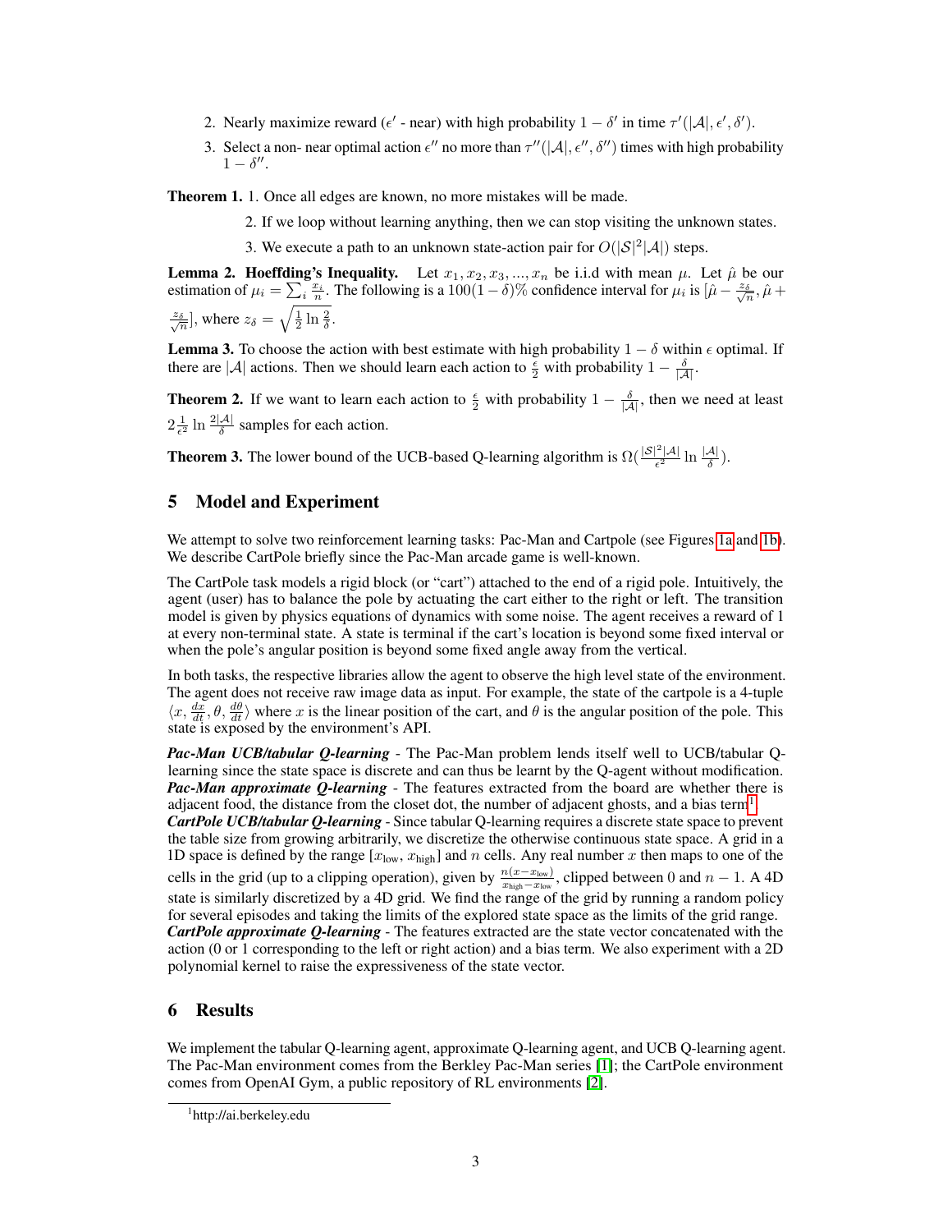2. Nearly maximize reward ($\epsilon'$ - near) with high probability $1 - \delta'$ in time $\tau'(|\mathcal{A}|, \epsilon', \delta')$.
3. Select a non- near optimal action $\epsilon''$ no more than $\tau''(|\mathcal{A}|, \epsilon'', \delta'')$ times with high probability $1 - \delta''$.

**Theorem 1.** 1. Once all edges are known, no more mistakes will be made.

2. If we loop without learning anything, then we can stop visiting the unknown states.
3. We execute a path to an unknown state-action pair for $O(|\mathcal{S}|^2|\mathcal{A}|)$ steps.

**Lemma 2. Hoeffding's Inequality.** Let $x_1, x_2, x_3, ..., x_n$ be i.i.d with mean $\mu$. Let $\hat{\mu}$ be our estimation of $\mu_i = \sum_i \frac{x_i}{n}$. The following is a $100(1-\delta)\%$ confidence interval for $\mu_i$ is $[\hat{\mu} - \frac{z_\delta}{\sqrt{n}}, \hat{\mu} + \frac{z_\delta}{\sqrt{n}}]$, where $z_\delta = \sqrt{\frac{1}{2}\ln\frac{2}{\delta}}$.

**Lemma 3.** To choose the action with best estimate with high probability $1 - \delta$ within $\epsilon$ optimal. If there are $|\mathcal{A}|$ actions. Then we should learn each action to $\frac{\epsilon}{2}$ with probability $1 - \frac{\delta}{|\mathcal{A}|}$.

**Theorem 2.** If we want to learn each action to $\frac{\epsilon}{2}$ with probability $1 - \frac{\delta}{|\mathcal{A}|}$, then we need at least $2\frac{1}{\epsilon^2}\ln\frac{2|\mathcal{A}|}{\delta}$ samples for each action.

**Theorem 3.** The lower bound of the UCB-based Q-learning algorithm is $\Omega(\frac{|\mathcal{S}|^2|\mathcal{A}|}{\epsilon^2}\ln\frac{|\mathcal{A}|}{\delta})$.

## 5 Model and Experiment

We attempt to solve two reinforcement learning tasks: Pac-Man and Cartpole (see Figures 1a and 1b). We describe CartPole briefly since the Pac-Man arcade game is well-known.

The CartPole task models a rigid block (or "cart") attached to the end of a rigid pole. Intuitively, the agent (user) has to balance the pole by actuating the cart either to the right or left. The transition model is given by physics equations of dynamics with some noise. The agent receives a reward of 1 at every non-terminal state. A state is terminal if the cart's location is beyond some fixed interval or when the pole's angular position is beyond some fixed angle away from the vertical.

In both tasks, the respective libraries allow the agent to observe the high level state of the environment. The agent does not receive raw image data as input. For example, the state of the cartpole is a 4-tuple $\langle x, \frac{dx}{dt}, \theta, \frac{d\theta}{dt}\rangle$ where $x$ is the linear position of the cart, and $\theta$ is the angular position of the pole. This state is exposed by the environment's API.

***Pac-Man UCB/tabular Q-learning*** - The Pac-Man problem lends itself well to UCB/tabular Q-learning since the state space is discrete and can thus be learnt by the Q-agent without modification.
***Pac-Man approximate Q-learning*** - The features extracted from the board are whether there is adjacent food, the distance from the closet dot, the number of adjacent ghosts, and a bias term[1].
***CartPole UCB/tabular Q-learning*** - Since tabular Q-learning requires a discrete state space to prevent the table size from growing arbitrarily, we discretize the otherwise continuous state space. A grid in a 1D space is defined by the range $[x_{\text{low}}, x_{\text{high}}]$ and $n$ cells. Any real number $x$ then maps to one of the cells in the grid (up to a clipping operation), given by $\frac{n(x - x_{\text{low}})}{x_{\text{high}} - x_{\text{low}}}$, clipped between 0 and $n-1$. A 4D state is similarly discretized by a 4D grid. We find the range of the grid by running a random policy for several episodes and taking the limits of the explored state space as the limits of the grid range.
***CartPole approximate Q-learning*** - The features extracted are the state vector concatenated with the action (0 or 1 corresponding to the left or right action) and a bias term. We also experiment with a 2D polynomial kernel to raise the expressiveness of the state vector.

## 6 Results

We implement the tabular Q-learning agent, approximate Q-learning agent, and UCB Q-learning agent. The Pac-Man environment comes from the Berkley Pac-Man series [1]; the CartPole environment comes from OpenAI Gym, a public repository of RL environments [2].

[1]http://ai.berkeley.edu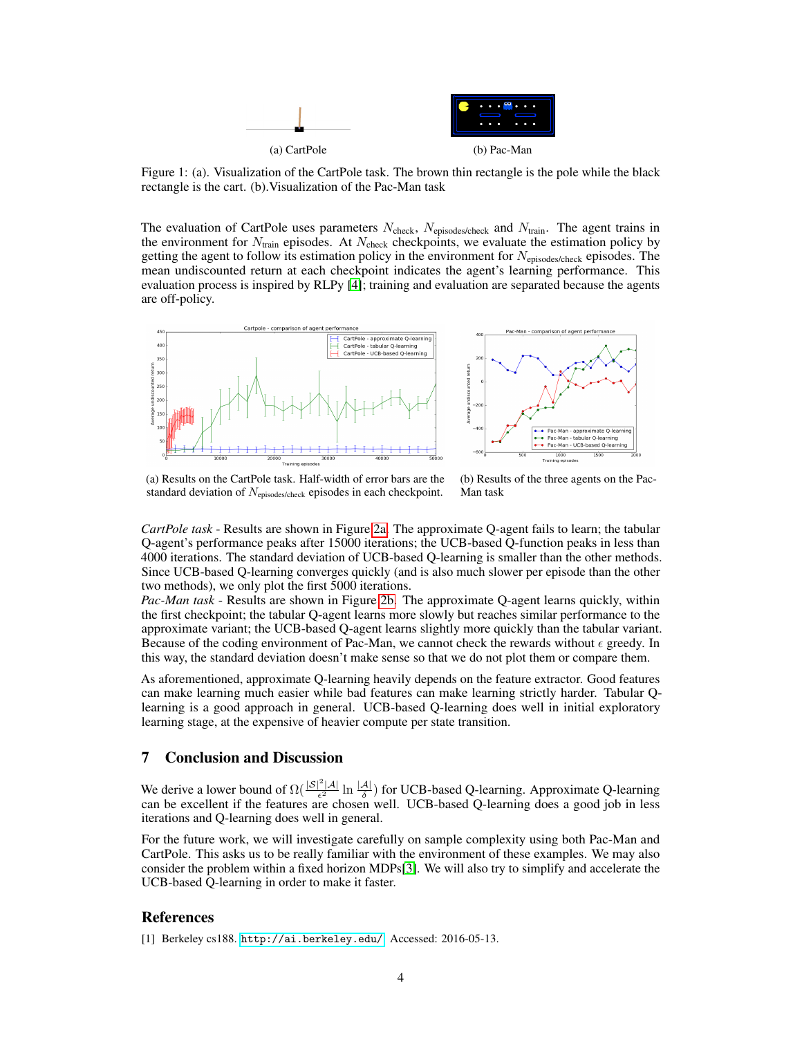(a) CartPole

(b) Pac-Man

Figure 1: (a). Visualization of the CartPole task. The brown thin rectangle is the pole while the black rectangle is the cart. (b).Visualization of the Pac-Man task

The evaluation of CartPole uses parameters $N_{\text{check}}$, $N_{\text{episodes/check}}$ and $N_{\text{train}}$. The agent trains in the environment for $N_{\text{train}}$ episodes. At $N_{\text{check}}$ checkpoints, we evaluate the estimation policy by getting the agent to follow its estimation policy in the environment for $N_{\text{episodes/check}}$ episodes. The mean undiscounted return at each checkpoint indicates the agent's learning performance. This evaluation process is inspired by RLPy [4]; training and evaluation are separated because the agents are off-policy.

Cartpole - comparison of agent performance

CartPole - approximate Q-learning

CartPole - tabular Q-learning

CartPole - UCB-based Q-learning

Average undiscounted return

Training episodes

0
50
100
150
200
250
300
350
400
450

0
10000
20000
30000
40000
50000

(a) Results on the CartPole task. Half-width of error bars are the standard deviation of $N_{\text{episodes/check}}$ episodes in each checkpoint.

Pac-Man - comparison of agent performance

Pac-Man - approximate Q-learning

Pac-Man - tabular Q-learning

Pac-Man - UCB-based Q-learning

Average undiscounted return

Training episodes

-600
-400
-200
0
200
400

0
500
1000
1500
2000

(b) Results of the three agents on the Pac-Man task

*CartPole task* - Results are shown in Figure 2a. The approximate Q-agent fails to learn; the tabular Q-agent's performance peaks after 15000 iterations; the UCB-based Q-function peaks in less than 4000 iterations. The standard deviation of UCB-based Q-learning is smaller than the other methods. Since UCB-based Q-learning converges quickly (and is also much slower per episode than the other two methods), we only plot the first 5000 iterations.
*Pac-Man task* - Results are shown in Figure 2b. The approximate Q-agent learns quickly, within the first checkpoint; the tabular Q-agent learns more slowly but reaches similar performance to the approximate variant; the UCB-based Q-agent learns slightly more quickly than the tabular variant. Because of the coding environment of Pac-Man, we cannot check the rewards without $\epsilon$ greedy. In this way, the standard deviation doesn't make sense so that we do not plot them or compare them.

As aforementioned, approximate Q-learning heavily depends on the feature extractor. Good features can make learning much easier while bad features can make learning strictly harder. Tabular Q-learning is a good approach in general. UCB-based Q-learning does well in initial exploratory learning stage, at the expensive of heavier compute per state transition.

## 7 Conclusion and Discussion

We derive a lower bound of $\Omega(\frac{|\mathcal{S}|^2|\mathcal{A}|}{\epsilon^2}\ln\frac{|\mathcal{A}|}{\delta})$ for UCB-based Q-learning. Approximate Q-learning can be excellent if the features are chosen well. UCB-based Q-learning does a good job in less iterations and Q-learning does well in general.

For the future work, we will investigate carefully on sample complexity using both Pac-Man and CartPole. This asks us to be really familiar with the environment of these examples. We may also consider the problem within a fixed horizon MDPs[3]. We will also try to simplify and accelerate the UCB-based Q-learning in order to make it faster.

## References

[1] Berkeley cs188. http://ai.berkeley.edu/. Accessed: 2016-05-13.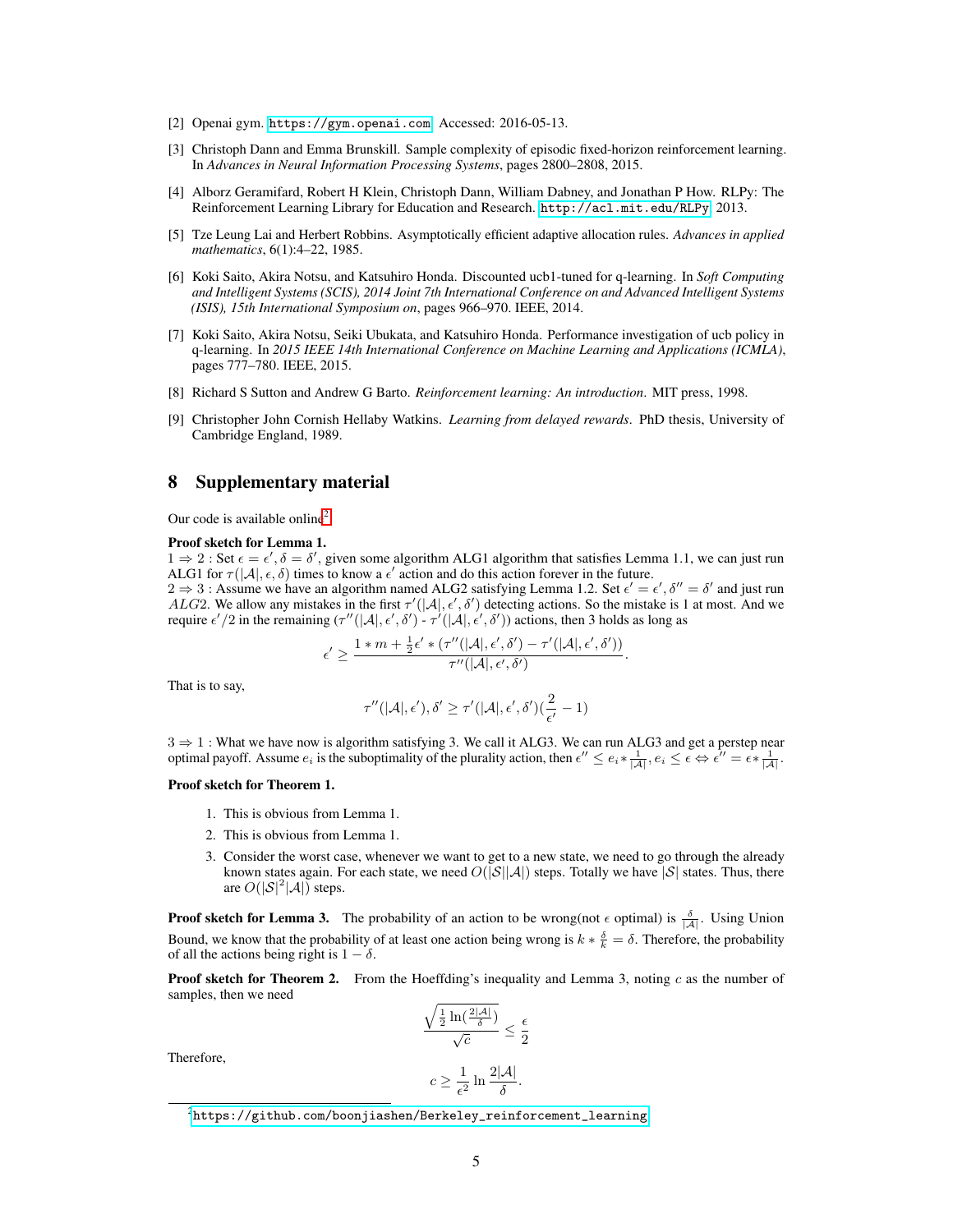[2] Openai gym. https://gym.openai.com. Accessed: 2016-05-13.

[3] Christoph Dann and Emma Brunskill. Sample complexity of episodic fixed-horizon reinforcement learning. In *Advances in Neural Information Processing Systems*, pages 2800–2808, 2015.

[4] Alborz Geramifard, Robert H Klein, Christoph Dann, William Dabney, and Jonathan P How. RLPy: The Reinforcement Learning Library for Education and Research. http://acl.mit.edu/RLPy, 2013.

[5] Tze Leung Lai and Herbert Robbins. Asymptotically efficient adaptive allocation rules. *Advances in applied mathematics*, 6(1):4–22, 1985.

[6] Koki Saito, Akira Notsu, and Katsuhiro Honda. Discounted ucb1-tuned for q-learning. In *Soft Computing and Intelligent Systems (SCIS), 2014 Joint 7th International Conference on and Advanced Intelligent Systems (ISIS), 15th International Symposium on*, pages 966–970. IEEE, 2014.

[7] Koki Saito, Akira Notsu, Seiki Ubukata, and Katsuhiro Honda. Performance investigation of ucb policy in q-learning. In *2015 IEEE 14th International Conference on Machine Learning and Applications (ICMLA)*, pages 777–780. IEEE, 2015.

[8] Richard S Sutton and Andrew G Barto. *Reinforcement learning: An introduction*. MIT press, 1998.

[9] Christopher John Cornish Hellaby Watkins. *Learning from delayed rewards*. PhD thesis, University of Cambridge England, 1989.

# 8 Supplementary material

Our code is available online[2]

**Proof sketch for Lemma 1.**

$1 \Rightarrow 2$ : Set $\epsilon = \epsilon', \delta = \delta'$, given some algorithm ALG1 algorithm that satisfies Lemma 1.1, we can just run ALG1 for $\tau(|\mathcal{A}|, \epsilon, \delta)$ times to know a $\epsilon'$ action and do this action forever in the future.

$2 \Rightarrow 3$ : Assume we have an algorithm named ALG2 satisfying Lemma 1.2. Set $\epsilon' = \epsilon', \delta'' = \delta'$ and just run $ALG2$. We allow any mistakes in the first $\tau'(|\mathcal{A}|, \epsilon', \delta')$ detecting actions. So the mistake is 1 at most. And we require $\epsilon'/2$ in the remaining ($\tau''(|\mathcal{A}|, \epsilon', \delta')$ - $\tau'(|\mathcal{A}|, \epsilon', \delta')$) actions, then 3 holds as long as

$$\epsilon' \geq \frac{1 * m + \frac{1}{2}\epsilon' * (\tau''(|\mathcal{A}|, \epsilon', \delta') - \tau'(|\mathcal{A}|, \epsilon', \delta'))}{\tau''(|\mathcal{A}|, \epsilon', \delta')}.$$

That is to say,

$$\tau''(|\mathcal{A}|, \epsilon'), \delta' \geq \tau'(|\mathcal{A}|, \epsilon', \delta')(\frac{2}{\epsilon'} - 1)$$

$3 \Rightarrow 1$ : What we have now is algorithm satisfying 3. We call it ALG3. We can run ALG3 and get a perstep near optimal payoff. Assume $e_i$ is the suboptimality of the plurality action, then $\epsilon'' \leq e_i * \frac{1}{|\mathcal{A}|}, e_i \leq \epsilon \Leftrightarrow \epsilon'' = \epsilon * \frac{1}{|\mathcal{A}|}$.

**Proof sketch for Theorem 1.**

1. This is obvious from Lemma 1.
2. This is obvious from Lemma 1.
3. Consider the worst case, whenever we want to get to a new state, we need to go through the already known states again. For each state, we need $O(|\mathcal{S}||\mathcal{A}|)$ steps. Totally we have $|\mathcal{S}|$ states. Thus, there are $O(|\mathcal{S}|^2|\mathcal{A}|)$ steps.

**Proof sketch for Lemma 3.** The probability of an action to be wrong(not $\epsilon$ optimal) is $\frac{\delta}{|\mathcal{A}|}$. Using Union Bound, we know that the probability of at least one action being wrong is $k * \frac{\delta}{k} = \delta$. Therefore, the probability of all the actions being right is $1 - \delta$.

**Proof sketch for Theorem 2.** From the Hoeffding's inequality and Lemma 3, noting $c$ as the number of samples, then we need

$$\frac{\sqrt{\frac{1}{2}\ln(\frac{2|\mathcal{A}|}{\delta})}}{\sqrt{c}} \leq \frac{\epsilon}{2}$$

Therefore,

$$c \geq \frac{1}{\epsilon^2} \ln \frac{2|\mathcal{A}|}{\delta}.$$

[2] https://github.com/boonjiashen/Berkeley_reinforcement_learning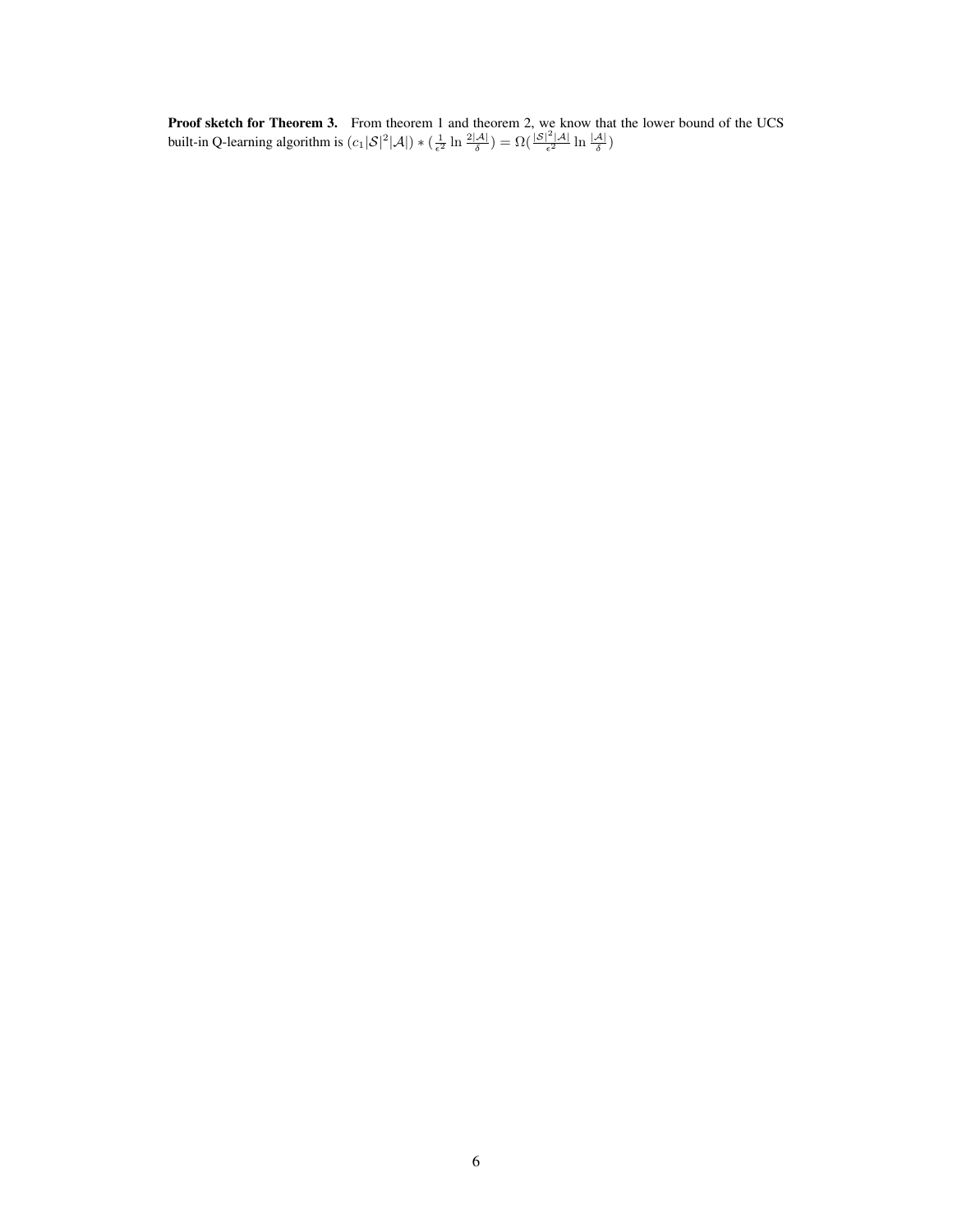**Proof sketch for Theorem 3.** From theorem 1 and theorem 2, we know that the lower bound of the UCS built-in Q-learning algorithm is $(c_1|\mathcal{S}|^2|\mathcal{A}|) * (\frac{1}{\epsilon^2} \ln \frac{2|\mathcal{A}|}{\delta}) = \Omega(\frac{|\mathcal{S}|^2|\mathcal{A}|}{\epsilon^2} \ln \frac{|\mathcal{A}|}{\delta})$